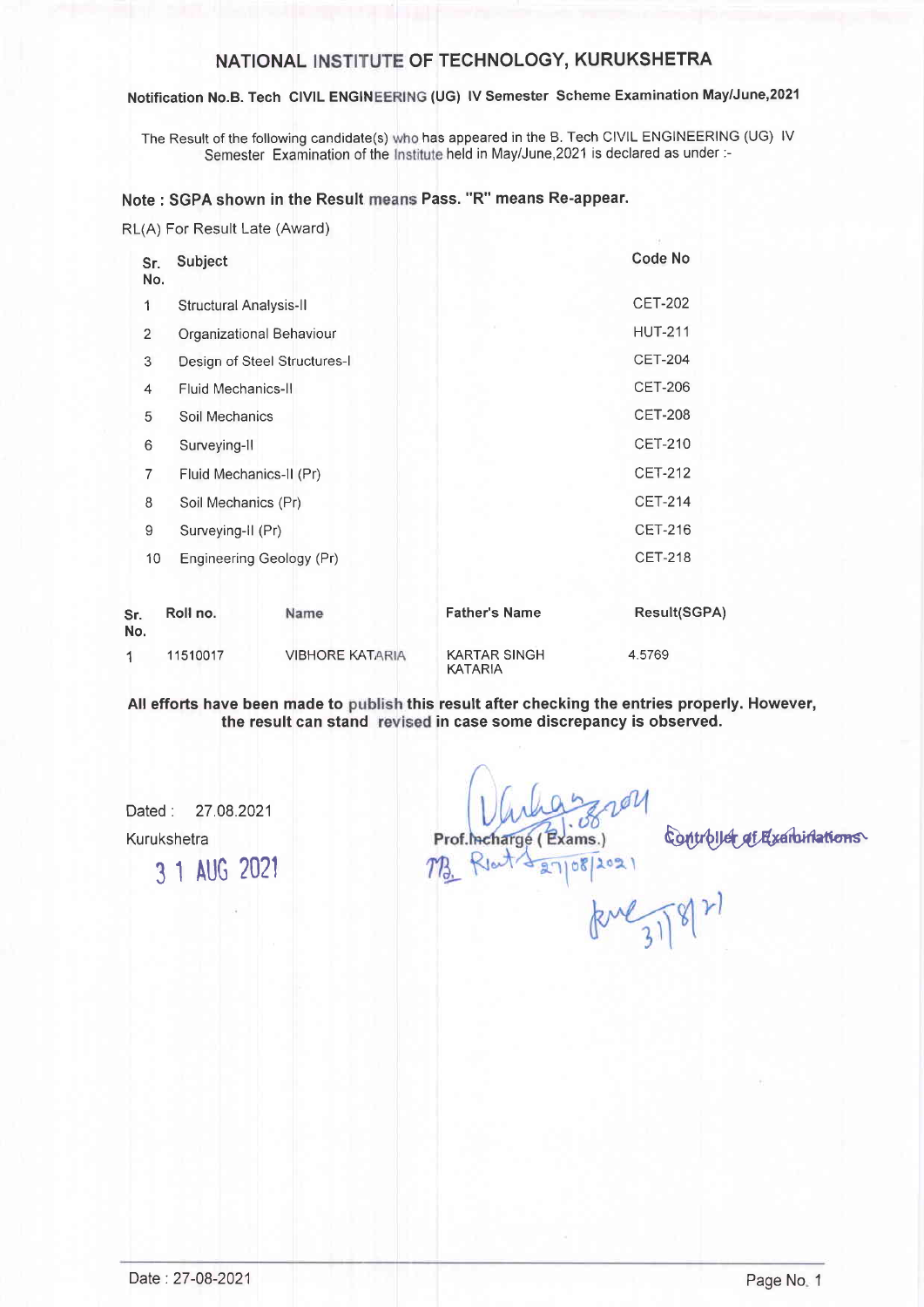# NATIONAL INSTITUTE OF TECHNOLOGY, KURUKSHETRA

**Notification No.B. Tech CIVIL ENGINEERING (UG) IV Semester Scheme Examination May/June,2021**

The Result of the following candidate(s) who has appeared in the B. Tech CIVIL ENGINEERING (UG) IV Semester Examination of the Institute held in May/June,2021 is declared as under :-

**Note : SGPA shown in the Result means Pass. "R" means Re-appear.**

RL(A) For Result Late (Award)

| Sr. No. | Subject | Code No |
|---|---|---|
| 1 | Structural Analysis-II | CET-202 |
| 2 | Organizational Behaviour | HUT-211 |
| 3 | Design of Steel Structures-I | CET-204 |
| 4 | Fluid Mechanics-II | CET-206 |
| 5 | Soil Mechanics | CET-208 |
| 6 | Surveying-II | CET-210 |
| 7 | Fluid Mechanics-II (Pr) | CET-212 |
| 8 | Soil Mechanics (Pr) | CET-214 |
| 9 | Surveying-II (Pr) | CET-216 |
| 10 | Engineering Geology (Pr) | CET-218 |

| Sr. No. | Roll no. | Name | Father's Name | Result(SGPA) |
|---|---|---|---|---|
| 1 | 11510017 | VIBHORE KATARIA | KARTAR SINGH KATARIA | 4.5769 |

**All efforts have been made to publish this result after checking the entries properly. However, the result can stand revised in case some discrepancy is observed.**

Dated : 27.08.2021

Kurukshetra

31 AUG 2021

Prof.Incharge ( Exams.)

Controller of Examinations

Date : 27-08-2021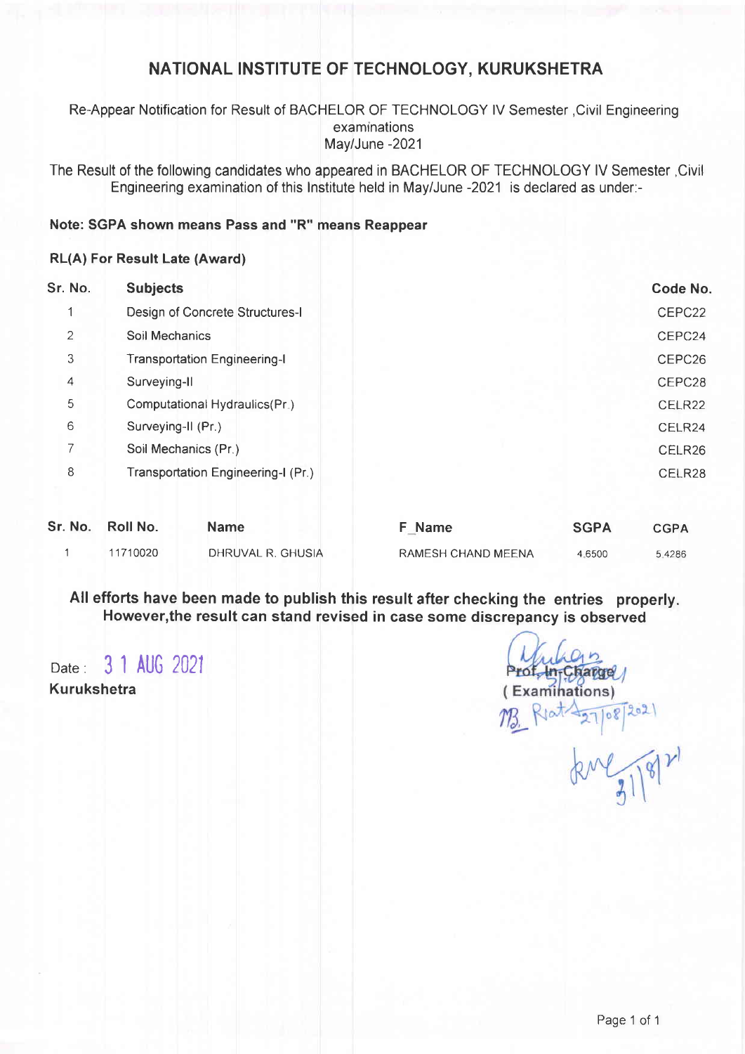# NATIONAL INSTITUTE OF TECHNOLOGY, KURUKSHETRA

Re-Appear Notification for Result of BACHELOR OF TECHNOLOGY IV Semester ,Civil Engineering examinations
May/June -2021

The Result of the following candidates who appeared in BACHELOR OF TECHNOLOGY IV Semester ,Civil Engineering examination of this Institute held in May/June -2021 is declared as under:-

**Note: SGPA shown means Pass and "R" means Reappear**

**RL(A) For Result Late (Award)**

| Sr. No. | Subjects | Code No. |
|---|---|---|
| 1 | Design of Concrete Structures-I | CEPC22 |
| 2 | Soil Mechanics | CEPC24 |
| 3 | Transportation Engineering-I | CEPC26 |
| 4 | Surveying-II | CEPC28 |
| 5 | Computational Hydraulics(Pr.) | CELR22 |
| 6 | Surveying-II (Pr.) | CELR24 |
| 7 | Soil Mechanics (Pr.) | CELR26 |
| 8 | Transportation Engineering-I (Pr.) | CELR28 |

| Sr. No. | Roll No. | Name | F_Name | SGPA | CGPA |
|---|---|---|---|---|---|
| 1 | 11710020 | DHRUVAL R. GHUSIA | RAMESH CHAND MEENA | 4.6500 | 5.4286 |

**All efforts have been made to publish this result after checking the entries properly. However,the result can stand revised in case some discrepancy is observed**

Date : 3 1 AUG 2021

**Kurukshetra**

**Prof. In-Charge**
**( Examinations)**